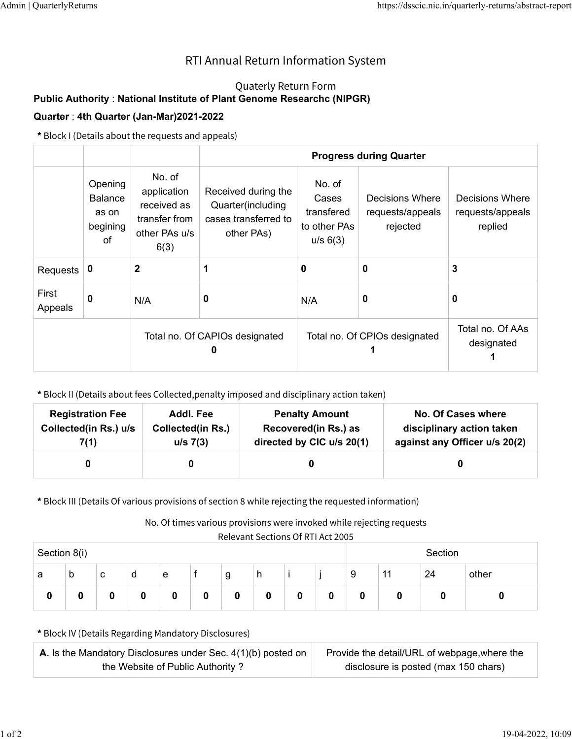# RTI Annual Return Information System

## Quaterly Return Form

**Public Authority** : **National Institute of Plant Genome Researchc (NIPGR)**

**Quarter** : **4th Quarter (Jan-Mar)2021-2022**

**\*** Block I (Details about the requests and appeals)

| | | | **Progress during Quarter** | | | |
|---|---|---|---|---|---|---|
| | Opening Balance as on begining of | No. of application received as transfer from other PAs u/s 6(3) | Received during the Quarter(including cases transferred to other PAs) | No. of Cases transfered to other PAs u/s 6(3) | Decisions Where requests/appeals rejected | Decisions Where requests/appeals replied |
| Requests | **0** | **2** | **1** | **0** | **0** | **3** |
| First Appeals | **0** | N/A | **0** | N/A | **0** | **0** |
| | | Total no. Of CAPIOs designated **0** | | Total no. Of CPIOs designated **1** | | Total no. Of AAs designated **1** |

**\*** Block II (Details about fees Collected,penalty imposed and disciplinary action taken)

| **Registration Fee Collected(in Rs.) u/s 7(1)** | **Addl. Fee Collected(in Rs.) u/s 7(3)** | **Penalty Amount Recovered(in Rs.) as directed by CIC u/s 20(1)** | **No. Of Cases where disciplinary action taken against any Officer u/s 20(2)** |
|---|---|---|---|
| **0** | **0** | **0** | **0** |

**\*** Block III (Details Of various provisions of section 8 while rejecting the requested information)

No. Of times various provisions were invoked while rejecting requests

Relevant Sections Of RTI Act 2005

| Section 8(i) | | | | | | | | | | Section | | | |
|---|---|---|---|---|---|---|---|---|---|---|---|---|---|
| a | b | c | d | e | f | g | h | i | j | 9 | 11 | 24 | other |
| **0** | **0** | **0** | **0** | **0** | **0** | **0** | **0** | **0** | **0** | **0** | **0** | **0** | **0** |

**\*** Block IV (Details Regarding Mandatory Disclosures)

| **A.** Is the Mandatory Disclosures under Sec. 4(1)(b) posted on the Website of Public Authority ? | Provide the detail/URL of webpage,where the disclosure is posted (max 150 chars) |
|---|---|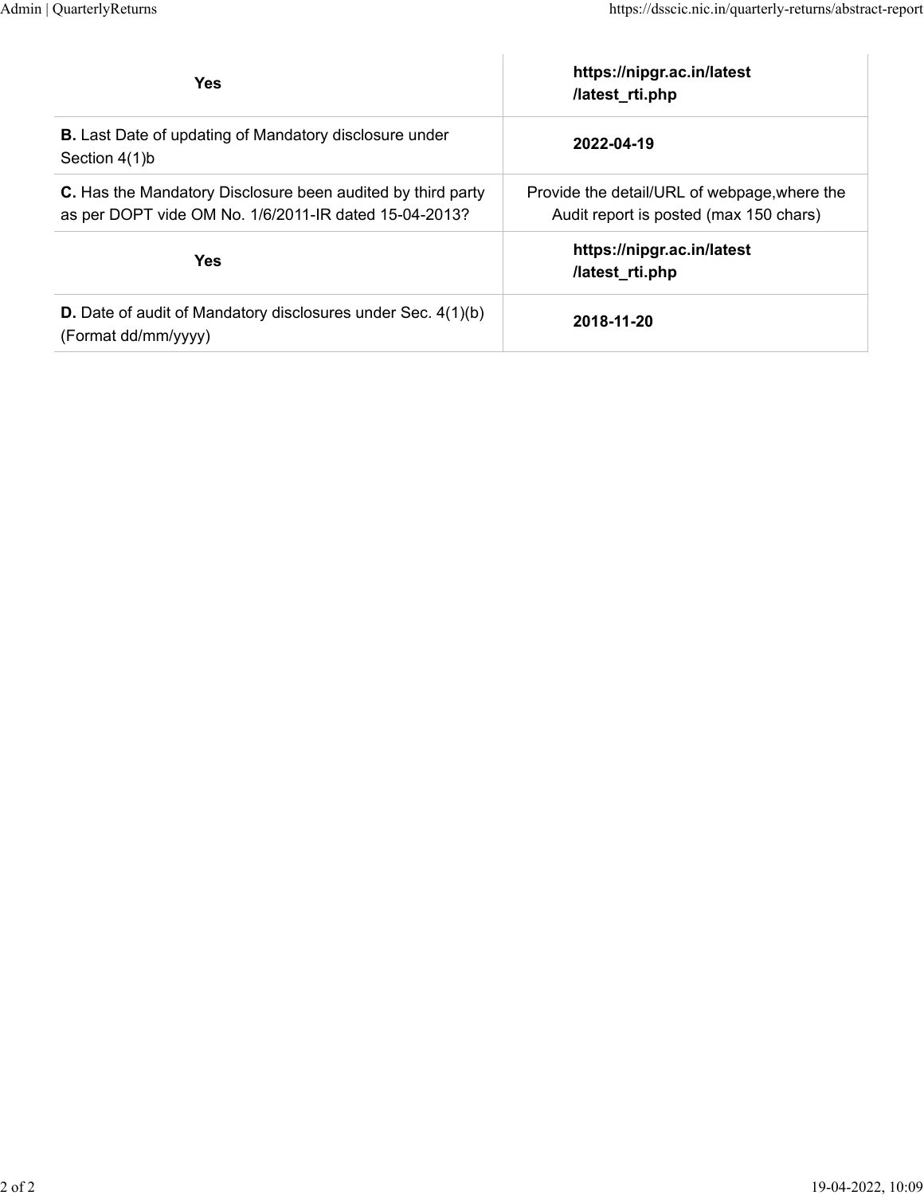| | |
|---|---|
| **Yes** | **https://nipgr.ac.in/latest/latest_rti.php** |
| **B.** Last Date of updating of Mandatory disclosure under Section 4(1)b | **2022-04-19** |
| **C.** Has the Mandatory Disclosure been audited by third party as per DOPT vide OM No. 1/6/2011-IR dated 15-04-2013? | Provide the detail/URL of webpage,where the Audit report is posted (max 150 chars) |
| **Yes** | **https://nipgr.ac.in/latest/latest_rti.php** |
| **D.** Date of audit of Mandatory disclosures under Sec. 4(1)(b) (Format dd/mm/yyyy) | **2018-11-20** |